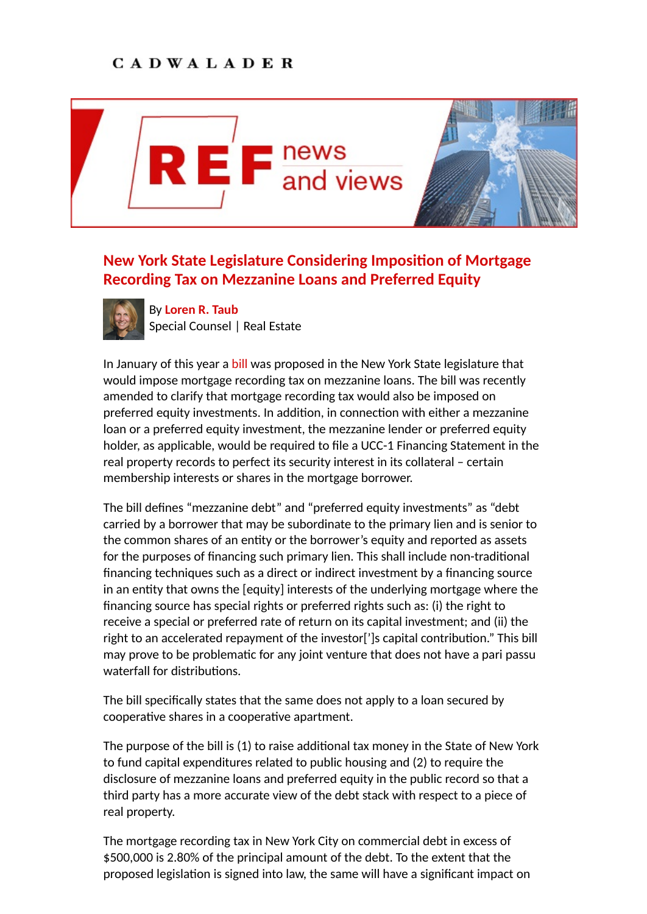CADWALADER

REF news and views

# New York State Legislature Considering Imposition of Mortgage Recording Tax on Mezzanine Loans and Preferred Equity

By **Loren R. Taub**
Special Counsel | Real Estate

In January of this year a bill was proposed in the New York State legislature that would impose mortgage recording tax on mezzanine loans. The bill was recently amended to clarify that mortgage recording tax would also be imposed on preferred equity investments. In addition, in connection with either a mezzanine loan or a preferred equity investment, the mezzanine lender or preferred equity holder, as applicable, would be required to file a UCC-1 Financing Statement in the real property records to perfect its security interest in its collateral – certain membership interests or shares in the mortgage borrower.

The bill defines "mezzanine debt" and "preferred equity investments" as "debt carried by a borrower that may be subordinate to the primary lien and is senior to the common shares of an entity or the borrower's equity and reported as assets for the purposes of financing such primary lien. This shall include non-traditional financing techniques such as a direct or indirect investment by a financing source in an entity that owns the [equity] interests of the underlying mortgage where the financing source has special rights or preferred rights such as: (i) the right to receive a special or preferred rate of return on its capital investment; and (ii) the right to an accelerated repayment of the investor[']s capital contribution." This bill may prove to be problematic for any joint venture that does not have a pari passu waterfall for distributions.

The bill specifically states that the same does not apply to a loan secured by cooperative shares in a cooperative apartment.

The purpose of the bill is (1) to raise additional tax money in the State of New York to fund capital expenditures related to public housing and (2) to require the disclosure of mezzanine loans and preferred equity in the public record so that a third party has a more accurate view of the debt stack with respect to a piece of real property.

The mortgage recording tax in New York City on commercial debt in excess of $500,000 is 2.80% of the principal amount of the debt. To the extent that the proposed legislation is signed into law, the same will have a significant impact on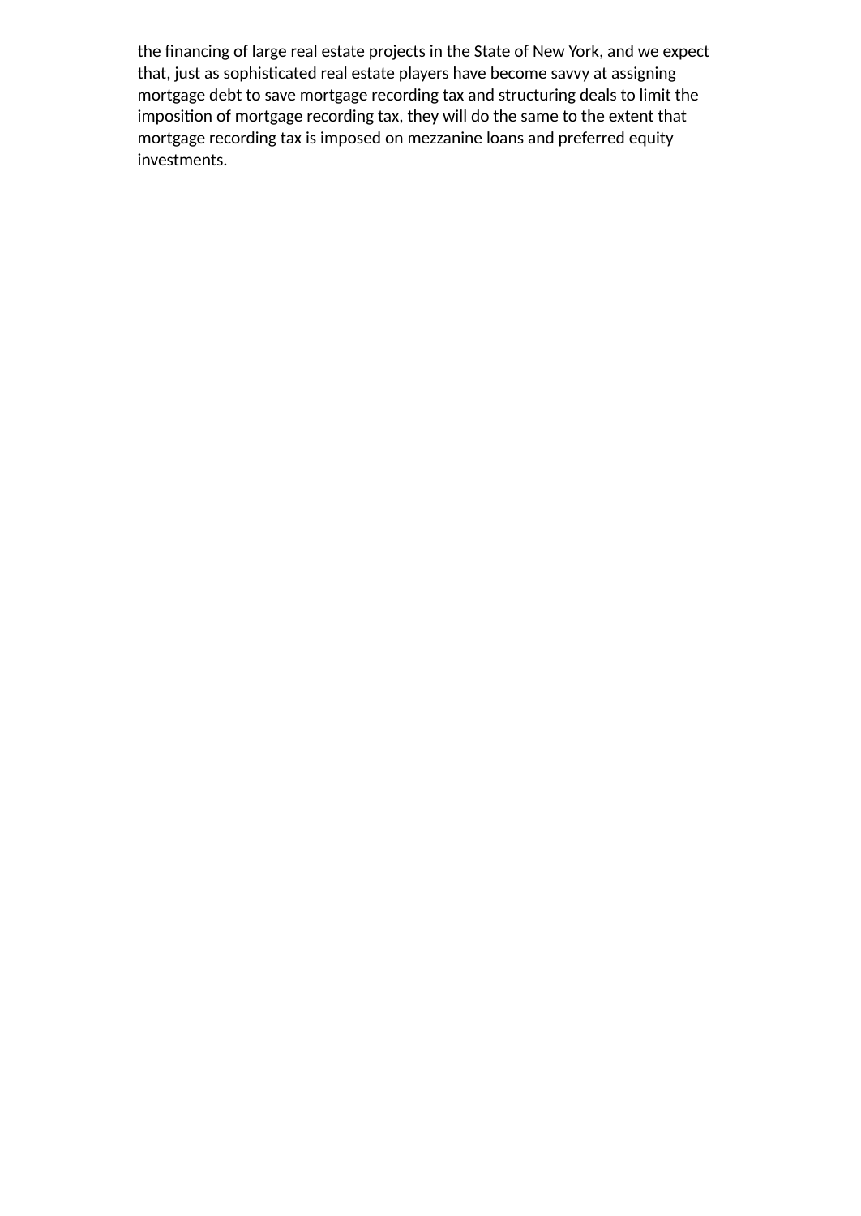the financing of large real estate projects in the State of New York, and we expect that, just as sophisticated real estate players have become savvy at assigning mortgage debt to save mortgage recording tax and structuring deals to limit the imposition of mortgage recording tax, they will do the same to the extent that mortgage recording tax is imposed on mezzanine loans and preferred equity investments.